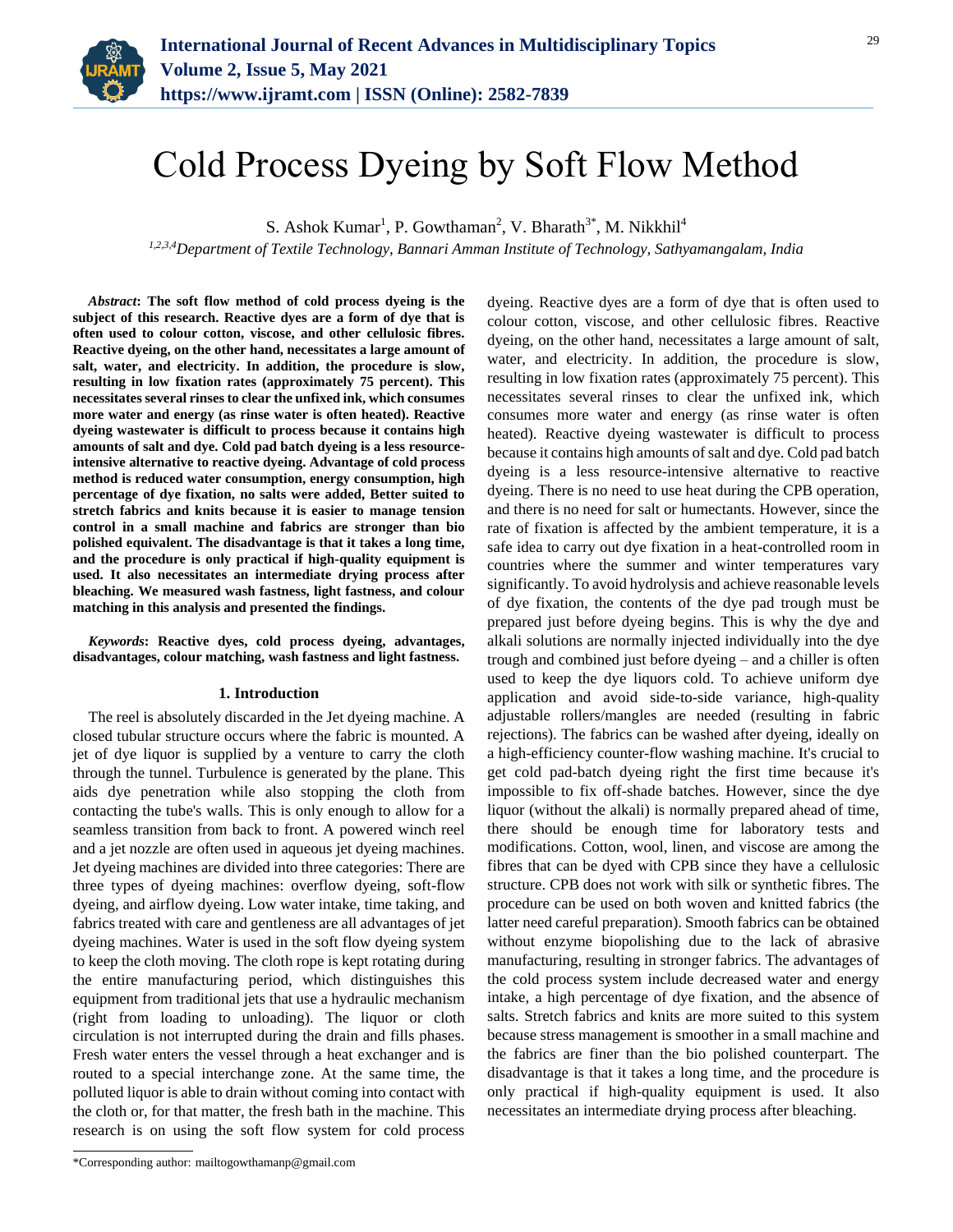# Cold Process Dyeing by Soft Flow Method

S. Ashok Kumar[1], P. Gowthaman[2], V. Bharath[3*], M. Nikkhil[4]

[1,2,3,4]*Department of Textile Technology, Bannari Amman Institute of Technology, Sathyamangalam, India*

***Abstract*: The soft flow method of cold process dyeing is the subject of this research. Reactive dyes are a form of dye that is often used to colour cotton, viscose, and other cellulosic fibres. Reactive dyeing, on the other hand, necessitates a large amount of salt, water, and electricity. In addition, the procedure is slow, resulting in low fixation rates (approximately 75 percent). This necessitates several rinses to clear the unfixed ink, which consumes more water and energy (as rinse water is often heated). Reactive dyeing wastewater is difficult to process because it contains high amounts of salt and dye. Cold pad batch dyeing is a less resource-intensive alternative to reactive dyeing. Advantage of cold process method is reduced water consumption, energy consumption, high percentage of dye fixation, no salts were added, Better suited to stretch fabrics and knits because it is easier to manage tension control in a small machine and fabrics are stronger than bio polished equivalent. The disadvantage is that it takes a long time, and the procedure is only practical if high-quality equipment is used. It also necessitates an intermediate drying process after bleaching. We measured wash fastness, light fastness, and colour matching in this analysis and presented the findings.**

***Keywords*: Reactive dyes, cold process dyeing, advantages, disadvantages, colour matching, wash fastness and light fastness.**

## 1. Introduction

The reel is absolutely discarded in the Jet dyeing machine. A closed tubular structure occurs where the fabric is mounted. A jet of dye liquor is supplied by a venture to carry the cloth through the tunnel. Turbulence is generated by the plane. This aids dye penetration while also stopping the cloth from contacting the tube's walls. This is only enough to allow for a seamless transition from back to front. A powered winch reel and a jet nozzle are often used in aqueous jet dyeing machines. Jet dyeing machines are divided into three categories: There are three types of dyeing machines: overflow dyeing, soft-flow dyeing, and airflow dyeing. Low water intake, time taking, and fabrics treated with care and gentleness are all advantages of jet dyeing machines. Water is used in the soft flow dyeing system to keep the cloth moving. The cloth rope is kept rotating during the entire manufacturing period, which distinguishes this equipment from traditional jets that use a hydraulic mechanism (right from loading to unloading). The liquor or cloth circulation is not interrupted during the drain and fills phases. Fresh water enters the vessel through a heat exchanger and is routed to a special interchange zone. At the same time, the polluted liquor is able to drain without coming into contact with the cloth or, for that matter, the fresh bath in the machine. This research is on using the soft flow system for cold process dyeing. Reactive dyes are a form of dye that is often used to colour cotton, viscose, and other cellulosic fibres. Reactive dyeing, on the other hand, necessitates a large amount of salt, water, and electricity. In addition, the procedure is slow, resulting in low fixation rates (approximately 75 percent). This necessitates several rinses to clear the unfixed ink, which consumes more water and energy (as rinse water is often heated). Reactive dyeing wastewater is difficult to process because it contains high amounts of salt and dye. Cold pad batch dyeing is a less resource-intensive alternative to reactive dyeing. There is no need to use heat during the CPB operation, and there is no need for salt or humectants. However, since the rate of fixation is affected by the ambient temperature, it is a safe idea to carry out dye fixation in a heat-controlled room in countries where the summer and winter temperatures vary significantly. To avoid hydrolysis and achieve reasonable levels of dye fixation, the contents of the dye pad trough must be prepared just before dyeing begins. This is why the dye and alkali solutions are normally injected individually into the dye trough and combined just before dyeing – and a chiller is often used to keep the dye liquors cold. To achieve uniform dye application and avoid side-to-side variance, high-quality adjustable rollers/mangles are needed (resulting in fabric rejections). The fabrics can be washed after dyeing, ideally on a high-efficiency counter-flow washing machine. It's crucial to get cold pad-batch dyeing right the first time because it's impossible to fix off-shade batches. However, since the dye liquor (without the alkali) is normally prepared ahead of time, there should be enough time for laboratory tests and modifications. Cotton, wool, linen, and viscose are among the fibres that can be dyed with CPB since they have a cellulosic structure. CPB does not work with silk or synthetic fibres. The procedure can be used on both woven and knitted fabrics (the latter need careful preparation). Smooth fabrics can be obtained without enzyme biopolishing due to the lack of abrasive manufacturing, resulting in stronger fabrics. The advantages of the cold process system include decreased water and energy intake, a high percentage of dye fixation, and the absence of salts. Stretch fabrics and knits are more suited to this system because stress management is smoother in a small machine and the fabrics are finer than the bio polished counterpart. The disadvantage is that it takes a long time, and the procedure is only practical if high-quality equipment is used. It also necessitates an intermediate drying process after bleaching.

*Corresponding author: mailtogowthamanp@gmail.com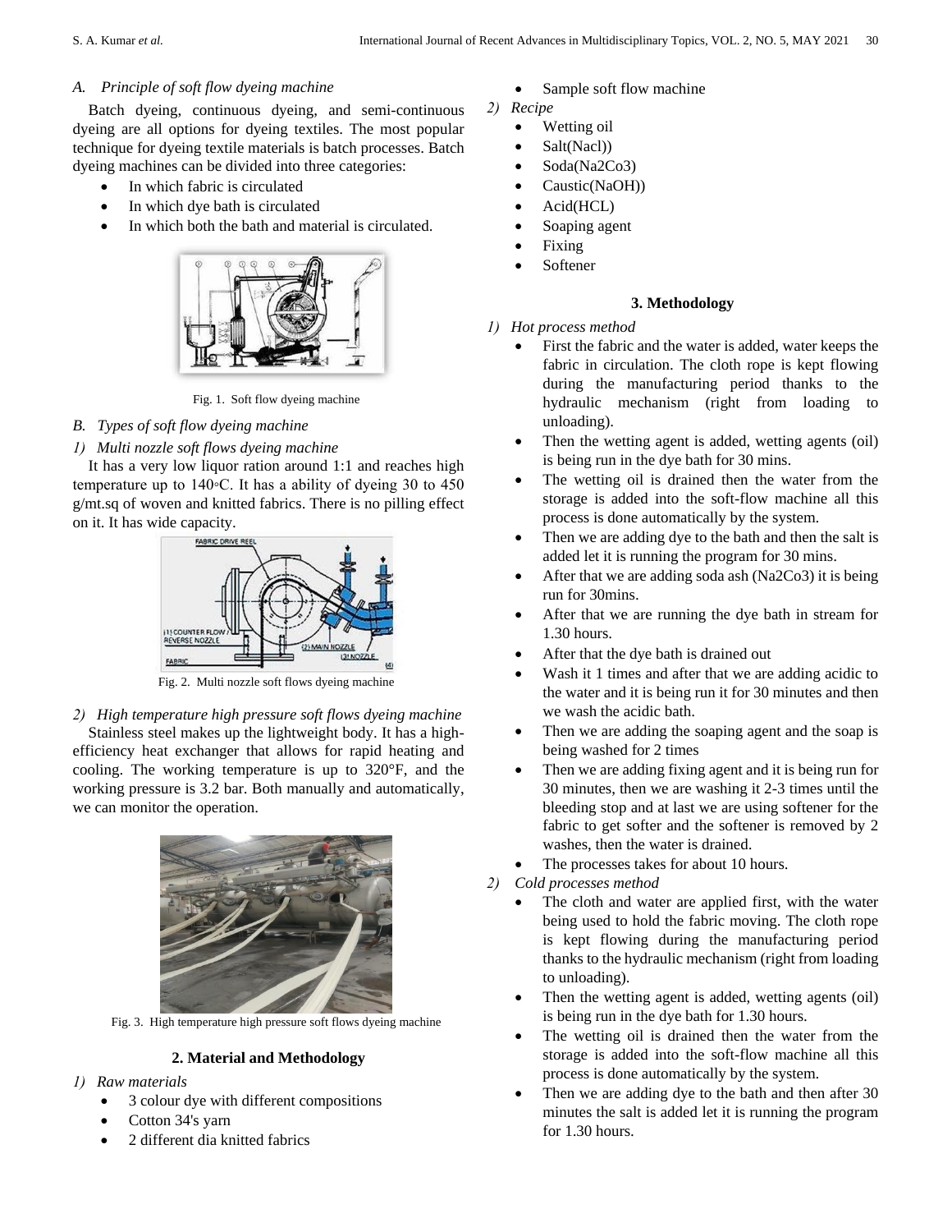### A. *Principle of soft flow dyeing machine*

Batch dyeing, continuous dyeing, and semi-continuous dyeing are all options for dyeing textiles. The most popular technique for dyeing textile materials is batch processes. Batch dyeing machines can be divided into three categories:

- In which fabric is circulated
- In which dye bath is circulated
- In which both the bath and material is circulated.

Fig. 1. Soft flow dyeing machine

### B. *Types of soft flow dyeing machine*

#### 1) *Multi nozzle soft flows dyeing machine*

It has a very low liquor ration around 1:1 and reaches high temperature up to 140◦C. It has a ability of dyeing 30 to 450 g/mt.sq of woven and knitted fabrics. There is no pilling effect on it. It has wide capacity.

Fig. 2. Multi nozzle soft flows dyeing machine

#### 2) *High temperature high pressure soft flows dyeing machine*

Stainless steel makes up the lightweight body. It has a high-efficiency heat exchanger that allows for rapid heating and cooling. The working temperature is up to 320°F, and the working pressure is 3.2 bar. Both manually and automatically, we can monitor the operation.

Fig. 3. High temperature high pressure soft flows dyeing machine

## 2. Material and Methodology

#### 1) *Raw materials*

- 3 colour dye with different compositions
- Cotton 34's yarn
- 2 different dia knitted fabrics
- Sample soft flow machine

#### 2) *Recipe*

- Wetting oil
- Salt(Nacl))
- Soda($Na_2Co_3$)
- Caustic(NaOH))
- Acid(HCL)
- Soaping agent
- Fixing
- Softener

## 3. Methodology

#### 1) *Hot process method*

- First the fabric and the water is added, water keeps the fabric in circulation. The cloth rope is kept flowing during the manufacturing period thanks to the hydraulic mechanism (right from loading to unloading).
- Then the wetting agent is added, wetting agents (oil) is being run in the dye bath for 30 mins.
- The wetting oil is drained then the water from the storage is added into the soft-flow machine all this process is done automatically by the system.
- Then we are adding dye to the bath and then the salt is added let it is running the program for 30 mins.
- After that we are adding soda ash ($Na_2Co_3$) it is being run for 30mins.
- After that we are running the dye bath in stream for 1.30 hours.
- After that the dye bath is drained out
- Wash it 1 times and after that we are adding acidic to the water and it is being run it for 30 minutes and then we wash the acidic bath.
- Then we are adding the soaping agent and the soap is being washed for 2 times
- Then we are adding fixing agent and it is being run for 30 minutes, then we are washing it 2-3 times until the bleeding stop and at last we are using softener for the fabric to get softer and the softener is removed by 2 washes, then the water is drained.
- The processes takes for about 10 hours.

#### 2) *Cold processes method*

- The cloth and water are applied first, with the water being used to hold the fabric moving. The cloth rope is kept flowing during the manufacturing period thanks to the hydraulic mechanism (right from loading to unloading).
- Then the wetting agent is added, wetting agents (oil) is being run in the dye bath for 1.30 hours.
- The wetting oil is drained then the water from the storage is added into the soft-flow machine all this process is done automatically by the system.
- Then we are adding dye to the bath and then after 30 minutes the salt is added let it is running the program for 1.30 hours.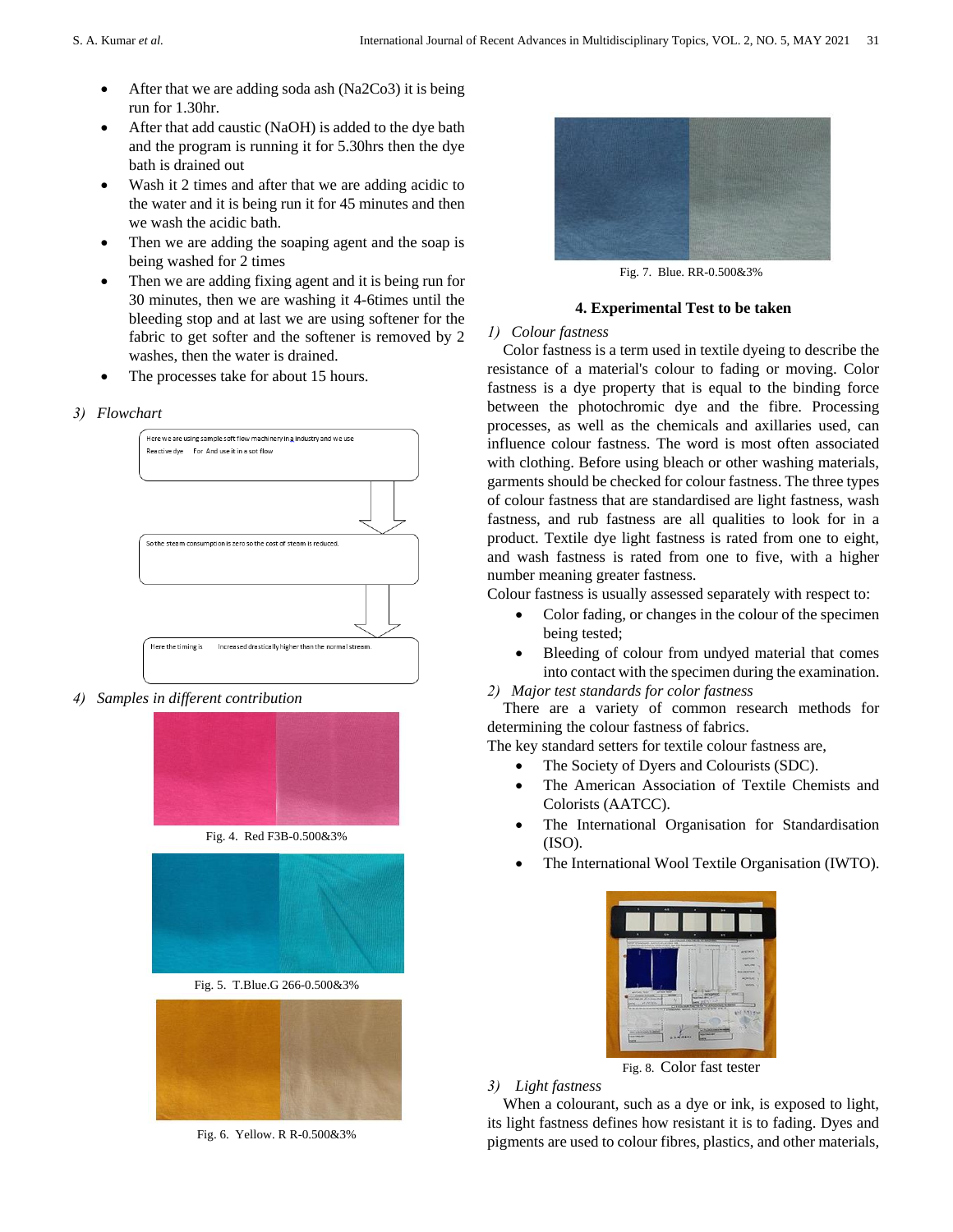- After that we are adding soda ash ($Na_2Co_3$) it is being run for 1.30hr.
- After that add caustic (NaOH) is added to the dye bath and the program is running it for 5.30hrs then the dye bath is drained out
- Wash it 2 times and after that we are adding acidic to the water and it is being run it for 45 minutes and then we wash the acidic bath.
- Then we are adding the soaping agent and the soap is being washed for 2 times
- Then we are adding fixing agent and it is being run for 30 minutes, then we are washing it 4-6times until the bleeding stop and at last we are using softener for the fabric to get softer and the softener is removed by 2 washes, then the water is drained.
- The processes take for about 15 hours.

*3) Flowchart*

Here we are using sample soft flow machinery in industry and we use Reactive dye For And use it in a sot flow

↓

So the steam consumption is zero so the cost of steam is reduced.

↓

Here the timing is Increased drastically higher then the normal stream.

*4) Samples in different contribution*

Fig. 4. Red F3B-0.500&3%

Fig. 5. T.Blue.G 266-0.500&3%

Fig. 6. Yellow. R R-0.500&3%

Fig. 7. Blue. RR-0.500&3%

## 4. Experimental Test to be taken

*1) Colour fastness*

Color fastness is a term used in textile dyeing to describe the resistance of a material's colour to fading or moving. Color fastness is a dye property that is equal to the binding force between the photochromic dye and the fibre. Processing processes, as well as the chemicals and axillaries used, can influence colour fastness. The word is most often associated with clothing. Before using bleach or other washing materials, garments should be checked for colour fastness. The three types of colour fastness that are standardised are light fastness, wash fastness, and rub fastness are all qualities to look for in a product. Textile dye light fastness is rated from one to eight, and wash fastness is rated from one to five, with a higher number meaning greater fastness.

Colour fastness is usually assessed separately with respect to:

- Color fading, or changes in the colour of the specimen being tested;
- Bleeding of colour from undyed material that comes into contact with the specimen during the examination.

*2) Major test standards for color fastness*

There are a variety of common research methods for determining the colour fastness of fabrics.

The key standard setters for textile colour fastness are,

- The Society of Dyers and Colourists (SDC).
- The American Association of Textile Chemists and Colorists (AATCC).
- The International Organisation for Standardisation (ISO).
- The International Wool Textile Organisation (IWTO).

Fig. 8. Color fast tester

*3) Light fastness*

When a colourant, such as a dye or ink, is exposed to light, its light fastness defines how resistant it is to fading. Dyes and pigments are used to colour fibres, plastics, and other materials,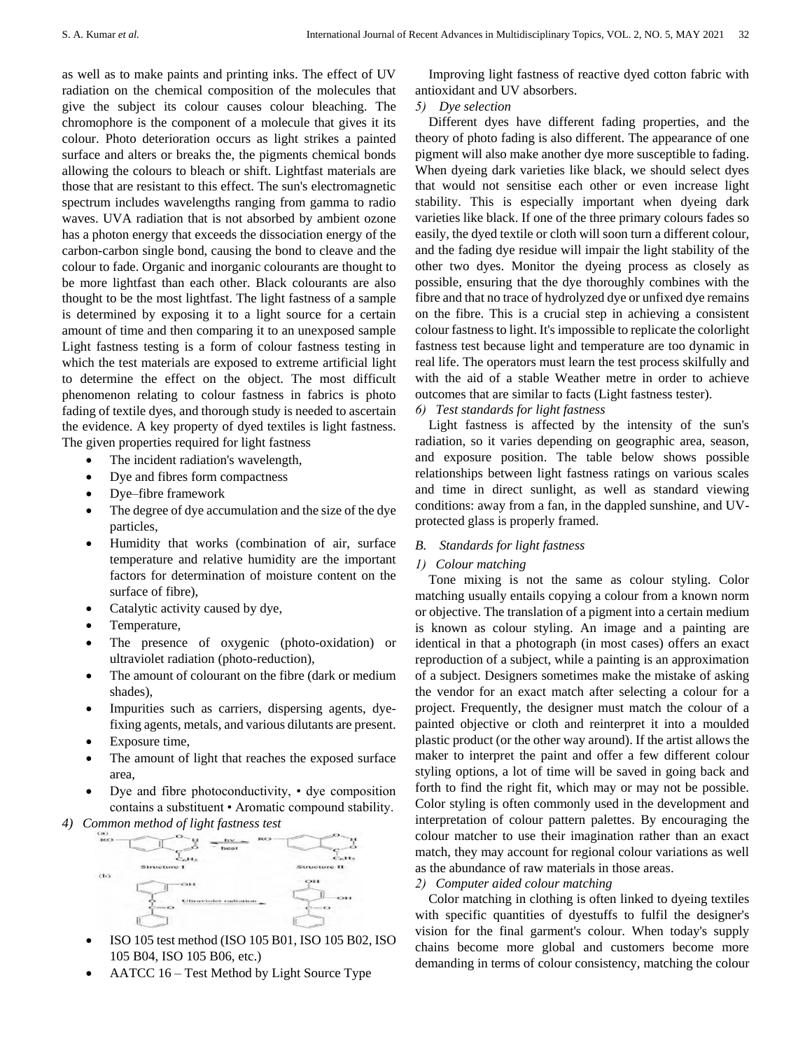as well as to make paints and printing inks. The effect of UV radiation on the chemical composition of the molecules that give the subject its colour causes colour bleaching. The chromophore is the component of a molecule that gives it its colour. Photo deterioration occurs as light strikes a painted surface and alters or breaks the, the pigments chemical bonds allowing the colours to bleach or shift. Lightfast materials are those that are resistant to this effect. The sun's electromagnetic spectrum includes wavelengths ranging from gamma to radio waves. UVA radiation that is not absorbed by ambient ozone has a photon energy that exceeds the dissociation energy of the carbon-carbon single bond, causing the bond to cleave and the colour to fade. Organic and inorganic colourants are thought to be more lightfast than each other. Black colourants are also thought to be the most lightfast. The light fastness of a sample is determined by exposing it to a light source for a certain amount of time and then comparing it to an unexposed sample Light fastness testing is a form of colour fastness testing in which the test materials are exposed to extreme artificial light to determine the effect on the object. The most difficult phenomenon relating to colour fastness in fabrics is photo fading of textile dyes, and thorough study is needed to ascertain the evidence. A key property of dyed textiles is light fastness. The given properties required for light fastness

- The incident radiation's wavelength,
- Dye and fibres form compactness
- Dye–fibre framework
- The degree of dye accumulation and the size of the dye particles,
- Humidity that works (combination of air, surface temperature and relative humidity are the important factors for determination of moisture content on the surface of fibre),
- Catalytic activity caused by dye,
- Temperature,
- The presence of oxygenic (photo-oxidation) or ultraviolet radiation (photo-reduction),
- The amount of colourant on the fibre (dark or medium shades),
- Impurities such as carriers, dispersing agents, dye-fixing agents, metals, and various dilutants are present.
- Exposure time,
- The amount of light that reaches the exposed surface area,
- Dye and fibre photoconductivity, • dye composition contains a substituent • Aromatic compound stability.

*4) Common method of light fastness test*

- ISO 105 test method (ISO 105 B01, ISO 105 B02, ISO 105 B04, ISO 105 B06, etc.)
- AATCC 16 – Test Method by Light Source Type

Improving light fastness of reactive dyed cotton fabric with antioxidant and UV absorbers.

*5) Dye selection*

Different dyes have different fading properties, and the theory of photo fading is also different. The appearance of one pigment will also make another dye more susceptible to fading. When dyeing dark varieties like black, we should select dyes that would not sensitise each other or even increase light stability. This is especially important when dyeing dark varieties like black. If one of the three primary colours fades so easily, the dyed textile or cloth will soon turn a different colour, and the fading dye residue will impair the light stability of the other two dyes. Monitor the dyeing process as closely as possible, ensuring that the dye thoroughly combines with the fibre and that no trace of hydrolyzed dye or unfixed dye remains on the fibre. This is a crucial step in achieving a consistent colour fastness to light. It's impossible to replicate the colorlight fastness test because light and temperature are too dynamic in real life. The operators must learn the test process skilfully and with the aid of a stable Weather metre in order to achieve outcomes that are similar to facts (Light fastness tester).

*6) Test standards for light fastness*

Light fastness is affected by the intensity of the sun's radiation, so it varies depending on geographic area, season, and exposure position. The table below shows possible relationships between light fastness ratings on various scales and time in direct sunlight, as well as standard viewing conditions: away from a fan, in the dappled sunshine, and UV-protected glass is properly framed.

### B. Standards for light fastness

*1) Colour matching*

Tone mixing is not the same as colour styling. Color matching usually entails copying a colour from a known norm or objective. The translation of a pigment into a certain medium is known as colour styling. An image and a painting are identical in that a photograph (in most cases) offers an exact reproduction of a subject, while a painting is an approximation of a subject. Designers sometimes make the mistake of asking the vendor for an exact match after selecting a colour for a project. Frequently, the designer must match the colour of a painted objective or cloth and reinterpret it into a moulded plastic product (or the other way around). If the artist allows the maker to interpret the paint and offer a few different colour styling options, a lot of time will be saved in going back and forth to find the right fit, which may or may not be possible. Color styling is often commonly used in the development and interpretation of colour pattern palettes. By encouraging the colour matcher to use their imagination rather than an exact match, they may account for regional colour variations as well as the abundance of raw materials in those areas.

*2) Computer aided colour matching*

Color matching in clothing is often linked to dyeing textiles with specific quantities of dyestuffs to fulfil the designer's vision for the final garment's colour. When today's supply chains become more global and customers become more demanding in terms of colour consistency, matching the colour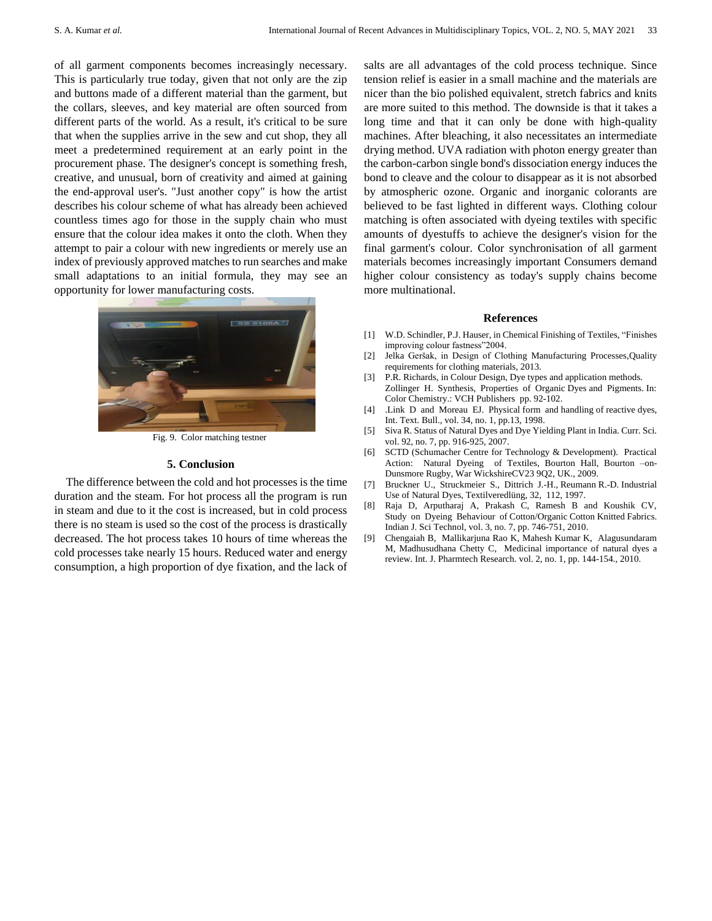of all garment components becomes increasingly necessary. This is particularly true today, given that not only are the zip and buttons made of a different material than the garment, but the collars, sleeves, and key material are often sourced from different parts of the world. As a result, it's critical to be sure that when the supplies arrive in the sew and cut shop, they all meet a predetermined requirement at an early point in the procurement phase. The designer's concept is something fresh, creative, and unusual, born of creativity and aimed at gaining the end-approval user's. "Just another copy" is how the artist describes his colour scheme of what has already been achieved countless times ago for those in the supply chain who must ensure that the colour idea makes it onto the cloth. When they attempt to pair a colour with new ingredients or merely use an index of previously approved matches to run searches and make small adaptations to an initial formula, they may see an opportunity for lower manufacturing costs.

Fig. 9. Color matching testner

## 5. Conclusion

The difference between the cold and hot processes is the time duration and the steam. For hot process all the program is run in steam and due to it the cost is increased, but in cold process there is no steam is used so the cost of the process is drastically decreased. The hot process takes 10 hours of time whereas the cold processes take nearly 15 hours. Reduced water and energy consumption, a high proportion of dye fixation, and the lack of salts are all advantages of the cold process technique. Since tension relief is easier in a small machine and the materials are nicer than the bio polished equivalent, stretch fabrics and knits are more suited to this method. The downside is that it takes a long time and that it can only be done with high-quality machines. After bleaching, it also necessitates an intermediate drying method. UVA radiation with photon energy greater than the carbon-carbon single bond's dissociation energy induces the bond to cleave and the colour to disappear as it is not absorbed by atmospheric ozone. Organic and inorganic colorants are believed to be fast lighted in different ways. Clothing colour matching is often associated with dyeing textiles with specific amounts of dyestuffs to achieve the designer's vision for the final garment's colour. Color synchronisation of all garment materials becomes increasingly important Consumers demand higher colour consistency as today's supply chains become more multinational.

## References

[1] W.D. Schindler, P.J. Hauser, in Chemical Finishing of Textiles, "Finishes improving colour fastness"2004.

[2] Jelka Geršak, in Design of Clothing Manufacturing Processes,Quality requirements for clothing materials, 2013.

[3] P.R. Richards, in Colour Design, Dye types and application methods. Zollinger H. Synthesis, Properties of Organic Dyes and Pigments. In: Color Chemistry.: VCH Publishers pp. 92-102.

[4] .Link D and Moreau EJ. Physical form and handling of reactive dyes, Int. Text. Bull., vol. 34, no. 1, pp.13, 1998.

[5] Siva R. Status of Natural Dyes and Dye Yielding Plant in India. Curr. Sci. vol. 92, no. 7, pp. 916-925, 2007.

[6] SCTD (Schumacher Centre for Technology & Development). Practical Action: Natural Dyeing of Textiles, Bourton Hall, Bourton –on-Dunsmore Rugby, War WickshireCV23 9Q2, UK., 2009.

[7] Bruckner U., Struckmeier S., Dittrich J.-H., Reumann R.-D. Industrial Use of Natural Dyes, Textilveredlüng, 32, 112, 1997.

[8] Raja D, Arputharaj A, Prakash C, Ramesh B and Koushik CV, Study on Dyeing Behaviour of Cotton/Organic Cotton Knitted Fabrics. Indian J. Sci Technol, vol. 3, no. 7, pp. 746-751, 2010.

[9] Chengaiah B, Mallikarjuna Rao K, Mahesh Kumar K, Alagusundaram M, Madhusudhana Chetty C, Medicinal importance of natural dyes a review. Int. J. Pharmtech Research. vol. 2, no. 1, pp. 144-154., 2010.